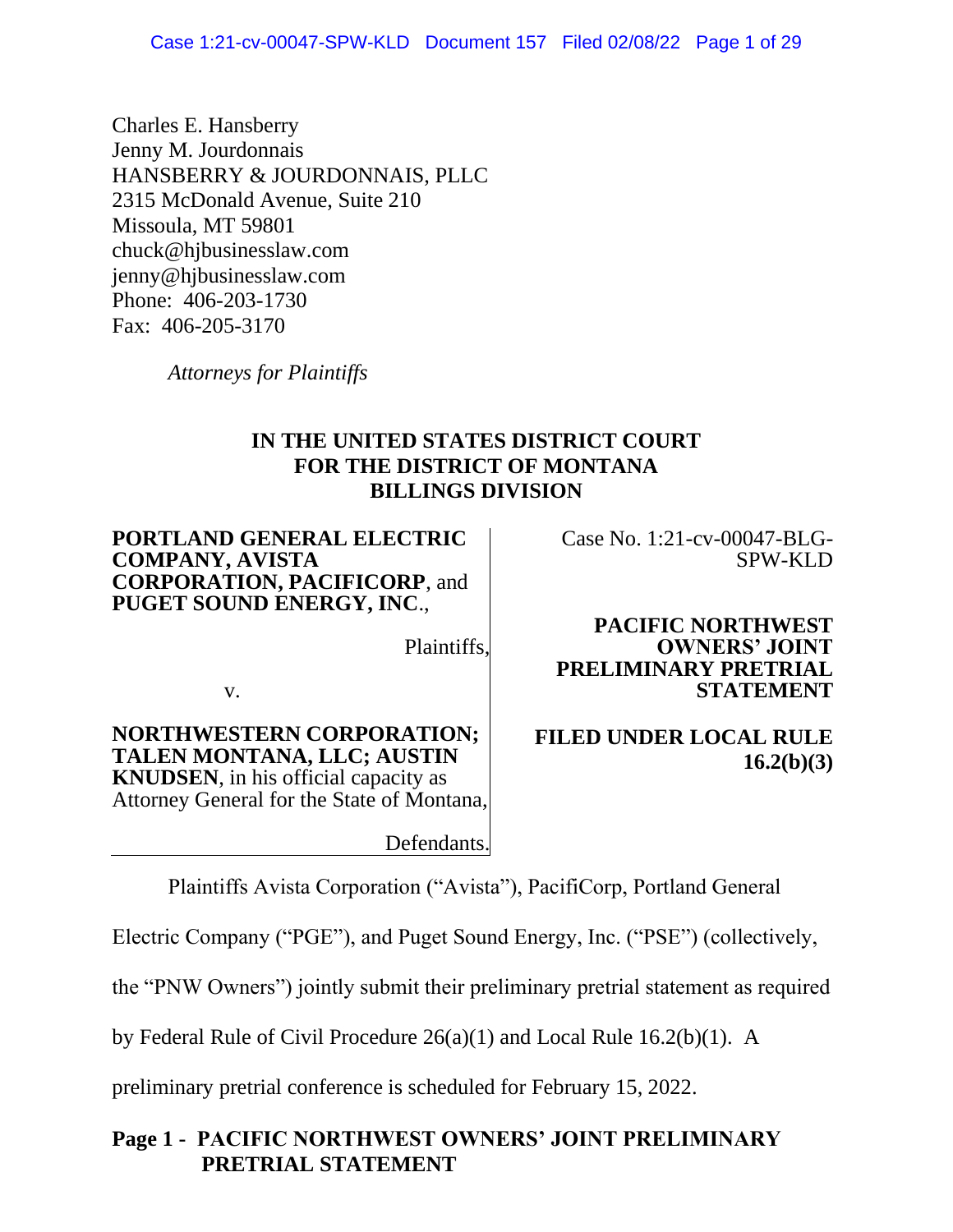Charles E. Hansberry
Jenny M. Jourdonnais
HANSBERRY & JOURDONNAIS, PLLC
2315 McDonald Avenue, Suite 210
Missoula, MT 59801
chuck@hjbusinesslaw.com
jenny@hjbusinesslaw.com
Phone: 406-203-1730
Fax: 406-205-3170

*Attorneys for Plaintiffs*

**IN THE UNITED STATES DISTRICT COURT**
**FOR THE DISTRICT OF MONTANA**
**BILLINGS DIVISION**

**PORTLAND GENERAL ELECTRIC COMPANY, AVISTA CORPORATION, PACIFICORP**, and **PUGET SOUND ENERGY, INC**.,

Plaintiffs,

v.

**NORTHWESTERN CORPORATION; TALEN MONTANA, LLC; AUSTIN KNUDSEN**, in his official capacity as Attorney General for the State of Montana,

Defendants.

Case No. 1:21-cv-00047-BLG-SPW-KLD

**PACIFIC NORTHWEST OWNERS' JOINT PRELIMINARY PRETRIAL STATEMENT**

**FILED UNDER LOCAL RULE 16.2(b)(3)**

Plaintiffs Avista Corporation ("Avista"), PacifiCorp, Portland General Electric Company ("PGE"), and Puget Sound Energy, Inc. ("PSE") (collectively, the "PNW Owners") jointly submit their preliminary pretrial statement as required by Federal Rule of Civil Procedure 26(a)(1) and Local Rule 16.2(b)(1). A preliminary pretrial conference is scheduled for February 15, 2022.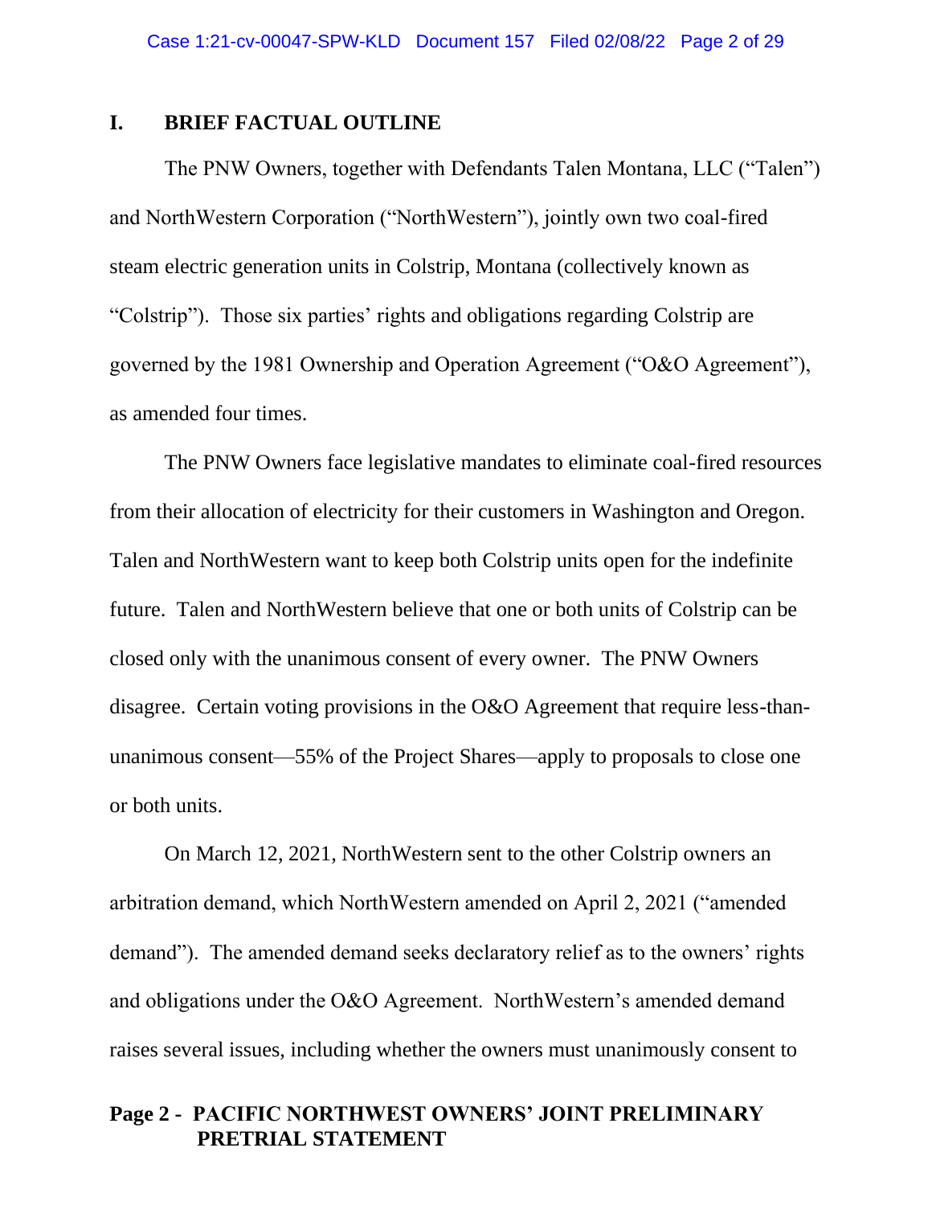## I. BRIEF FACTUAL OUTLINE

The PNW Owners, together with Defendants Talen Montana, LLC ("Talen") and NorthWestern Corporation ("NorthWestern"), jointly own two coal-fired steam electric generation units in Colstrip, Montana (collectively known as "Colstrip"). Those six parties' rights and obligations regarding Colstrip are governed by the 1981 Ownership and Operation Agreement ("O&O Agreement"), as amended four times.

The PNW Owners face legislative mandates to eliminate coal-fired resources from their allocation of electricity for their customers in Washington and Oregon. Talen and NorthWestern want to keep both Colstrip units open for the indefinite future. Talen and NorthWestern believe that one or both units of Colstrip can be closed only with the unanimous consent of every owner. The PNW Owners disagree. Certain voting provisions in the O&O Agreement that require less-than-unanimous consent—55% of the Project Shares—apply to proposals to close one or both units.

On March 12, 2021, NorthWestern sent to the other Colstrip owners an arbitration demand, which NorthWestern amended on April 2, 2021 ("amended demand"). The amended demand seeks declaratory relief as to the owners' rights and obligations under the O&O Agreement. NorthWestern's amended demand raises several issues, including whether the owners must unanimously consent to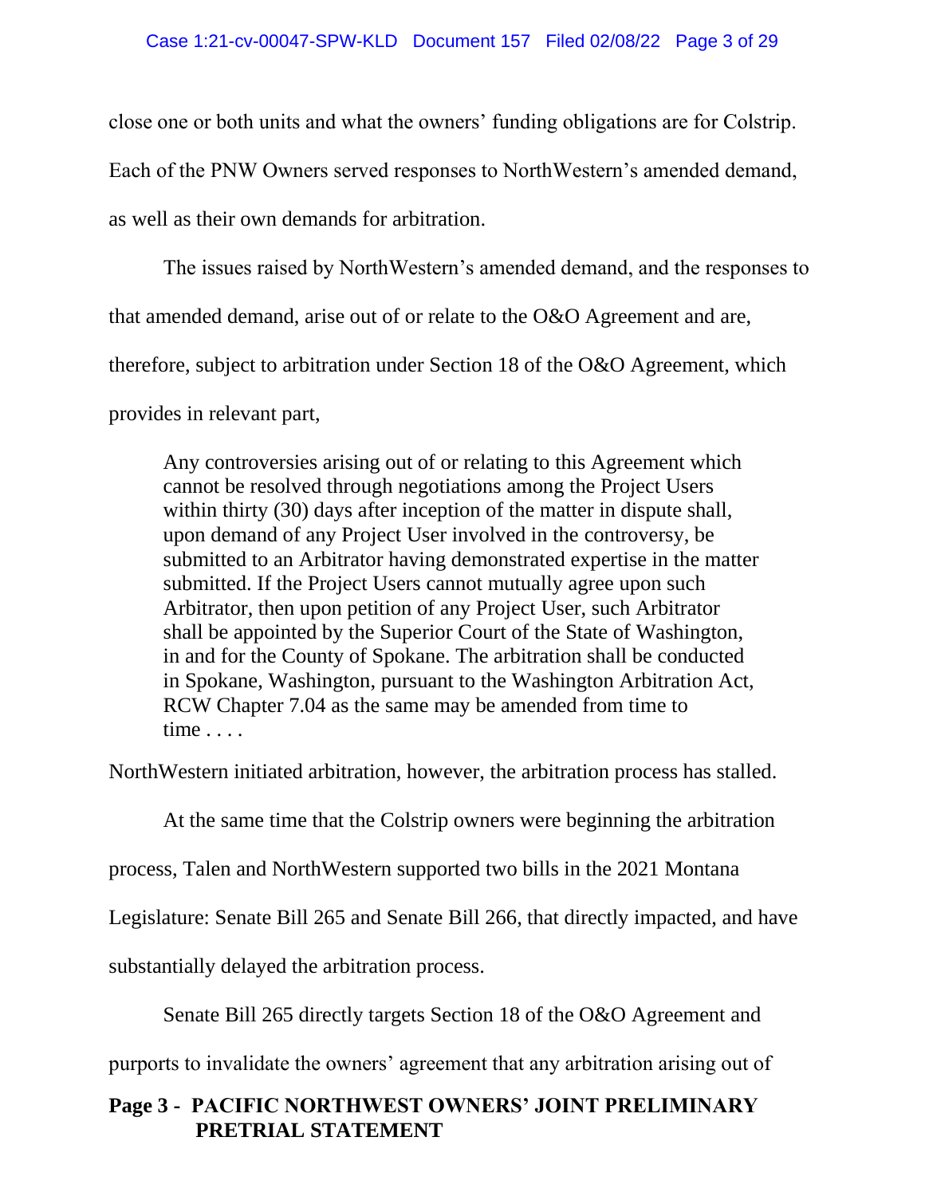close one or both units and what the owners' funding obligations are for Colstrip. Each of the PNW Owners served responses to NorthWestern's amended demand, as well as their own demands for arbitration.

The issues raised by NorthWestern's amended demand, and the responses to that amended demand, arise out of or relate to the O&O Agreement and are, therefore, subject to arbitration under Section 18 of the O&O Agreement, which provides in relevant part,

> Any controversies arising out of or relating to this Agreement which cannot be resolved through negotiations among the Project Users within thirty (30) days after inception of the matter in dispute shall, upon demand of any Project User involved in the controversy, be submitted to an Arbitrator having demonstrated expertise in the matter submitted. If the Project Users cannot mutually agree upon such Arbitrator, then upon petition of any Project User, such Arbitrator shall be appointed by the Superior Court of the State of Washington, in and for the County of Spokane. The arbitration shall be conducted in Spokane, Washington, pursuant to the Washington Arbitration Act, RCW Chapter 7.04 as the same may be amended from time to time . . . .

NorthWestern initiated arbitration, however, the arbitration process has stalled.

At the same time that the Colstrip owners were beginning the arbitration process, Talen and NorthWestern supported two bills in the 2021 Montana Legislature: Senate Bill 265 and Senate Bill 266, that directly impacted, and have substantially delayed the arbitration process.

Senate Bill 265 directly targets Section 18 of the O&O Agreement and purports to invalidate the owners' agreement that any arbitration arising out of

**Page 3 - PACIFIC NORTHWEST OWNERS' JOINT PRELIMINARY PRETRIAL STATEMENT**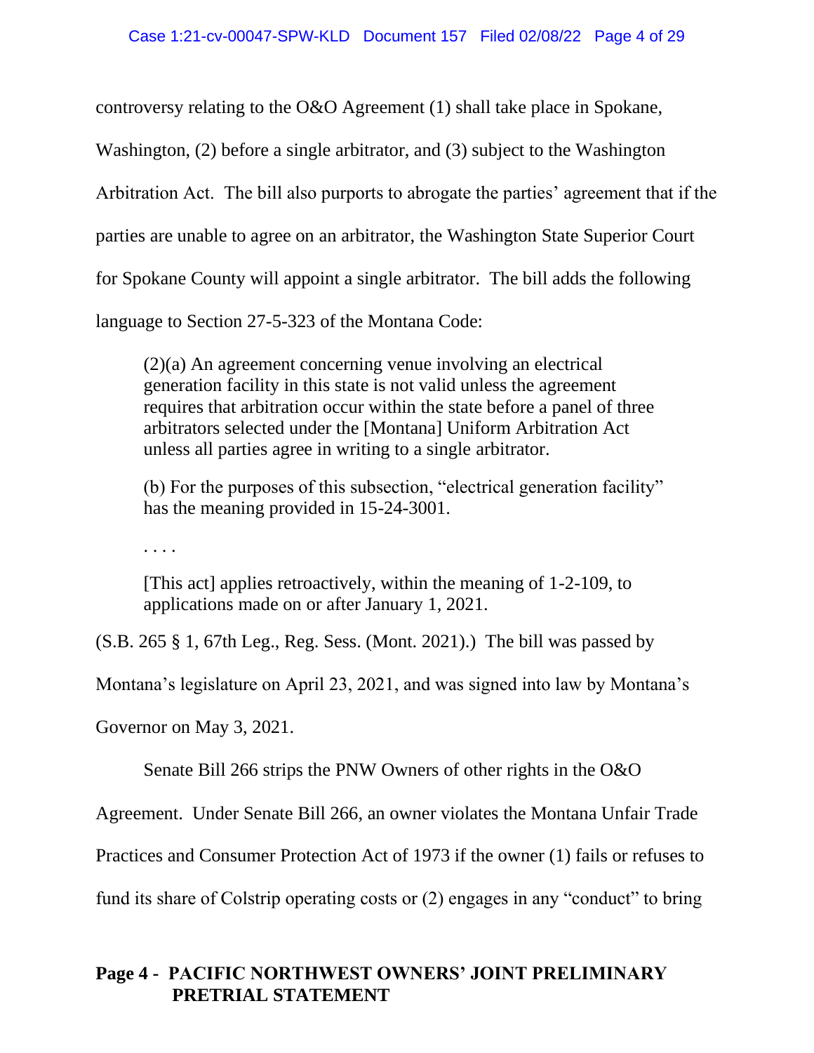controversy relating to the O&O Agreement (1) shall take place in Spokane, Washington, (2) before a single arbitrator, and (3) subject to the Washington Arbitration Act. The bill also purports to abrogate the parties' agreement that if the parties are unable to agree on an arbitrator, the Washington State Superior Court for Spokane County will appoint a single arbitrator. The bill adds the following language to Section 27-5-323 of the Montana Code:

> (2)(a) An agreement concerning venue involving an electrical generation facility in this state is not valid unless the agreement requires that arbitration occur within the state before a panel of three arbitrators selected under the [Montana] Uniform Arbitration Act unless all parties agree in writing to a single arbitrator.
>
> (b) For the purposes of this subsection, "electrical generation facility" has the meaning provided in 15-24-3001.
>
> . . . .
>
> [This act] applies retroactively, within the meaning of 1-2-109, to applications made on or after January 1, 2021.

(S.B. 265 § 1, 67th Leg., Reg. Sess. (Mont. 2021).) The bill was passed by Montana's legislature on April 23, 2021, and was signed into law by Montana's Governor on May 3, 2021.

Senate Bill 266 strips the PNW Owners of other rights in the O&O Agreement. Under Senate Bill 266, an owner violates the Montana Unfair Trade Practices and Consumer Protection Act of 1973 if the owner (1) fails or refuses to fund its share of Colstrip operating costs or (2) engages in any "conduct" to bring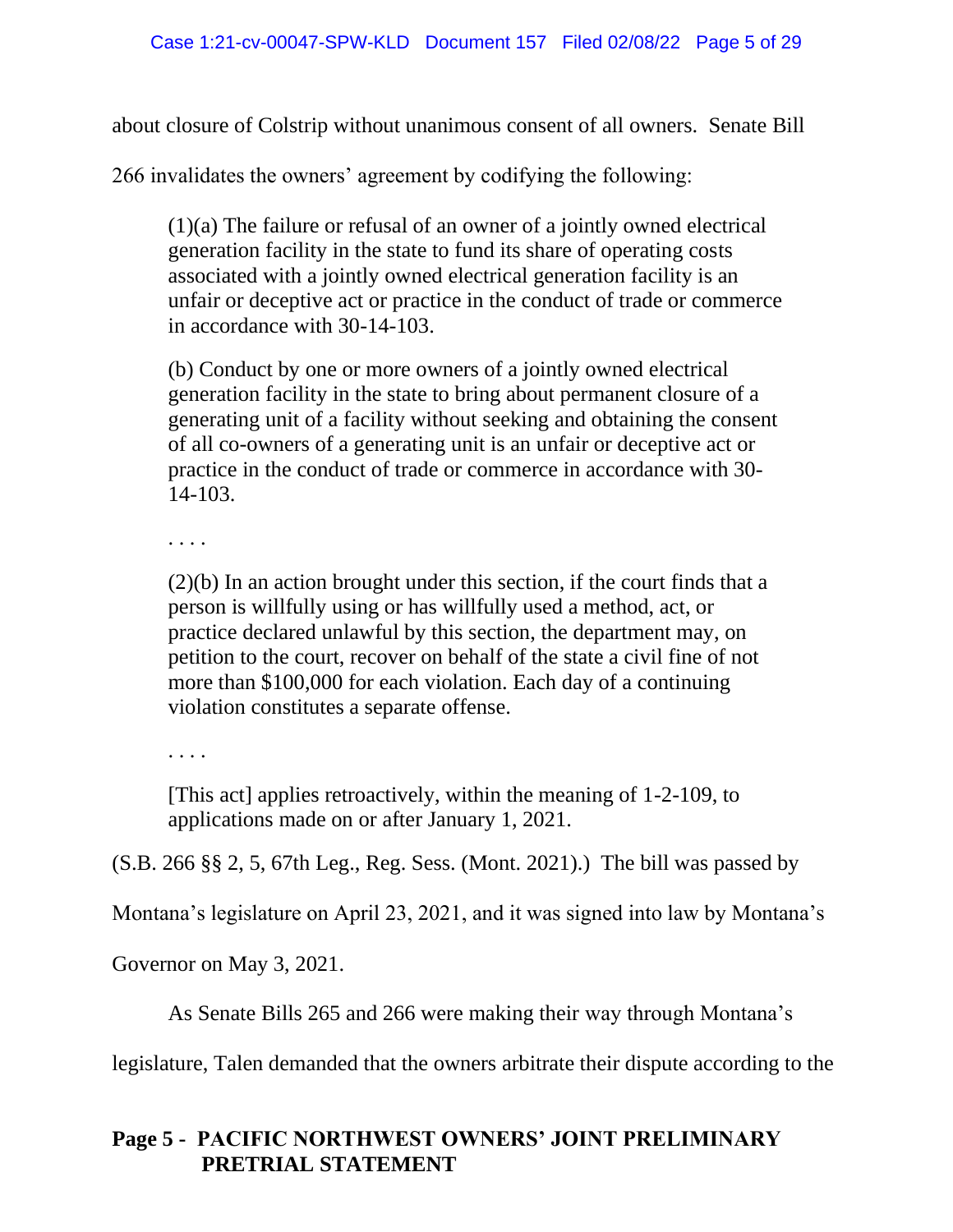about closure of Colstrip without unanimous consent of all owners. Senate Bill 266 invalidates the owners' agreement by codifying the following:

> (1)(a) The failure or refusal of an owner of a jointly owned electrical generation facility in the state to fund its share of operating costs associated with a jointly owned electrical generation facility is an unfair or deceptive act or practice in the conduct of trade or commerce in accordance with 30-14-103.
>
> (b) Conduct by one or more owners of a jointly owned electrical generation facility in the state to bring about permanent closure of a generating unit of a facility without seeking and obtaining the consent of all co-owners of a generating unit is an unfair or deceptive act or practice in the conduct of trade or commerce in accordance with 30-14-103.
>
> . . . .
>
> (2)(b) In an action brought under this section, if the court finds that a person is willfully using or has willfully used a method, act, or practice declared unlawful by this section, the department may, on petition to the court, recover on behalf of the state a civil fine of not more than $100,000 for each violation. Each day of a continuing violation constitutes a separate offense.
>
> . . . .
>
> [This act] applies retroactively, within the meaning of 1-2-109, to applications made on or after January 1, 2021.

(S.B. 266 §§ 2, 5, 67th Leg., Reg. Sess. (Mont. 2021).) The bill was passed by Montana's legislature on April 23, 2021, and it was signed into law by Montana's Governor on May 3, 2021.

As Senate Bills 265 and 266 were making their way through Montana's legislature, Talen demanded that the owners arbitrate their dispute according to the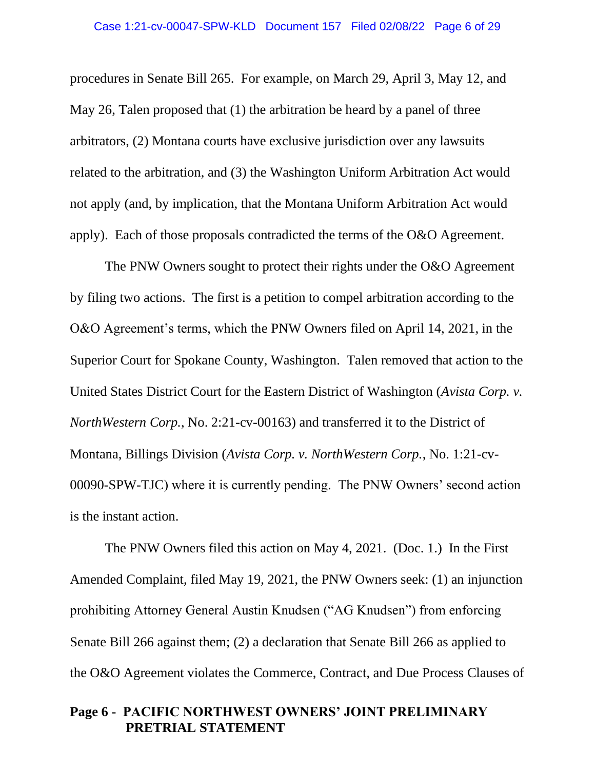procedures in Senate Bill 265. For example, on March 29, April 3, May 12, and May 26, Talen proposed that (1) the arbitration be heard by a panel of three arbitrators, (2) Montana courts have exclusive jurisdiction over any lawsuits related to the arbitration, and (3) the Washington Uniform Arbitration Act would not apply (and, by implication, that the Montana Uniform Arbitration Act would apply). Each of those proposals contradicted the terms of the O&O Agreement.

The PNW Owners sought to protect their rights under the O&O Agreement by filing two actions. The first is a petition to compel arbitration according to the O&O Agreement's terms, which the PNW Owners filed on April 14, 2021, in the Superior Court for Spokane County, Washington. Talen removed that action to the United States District Court for the Eastern District of Washington (*Avista Corp. v. NorthWestern Corp.*, No. 2:21-cv-00163) and transferred it to the District of Montana, Billings Division (*Avista Corp. v. NorthWestern Corp.*, No. 1:21-cv-00090-SPW-TJC) where it is currently pending. The PNW Owners' second action is the instant action.

The PNW Owners filed this action on May 4, 2021. (Doc. 1.) In the First Amended Complaint, filed May 19, 2021, the PNW Owners seek: (1) an injunction prohibiting Attorney General Austin Knudsen ("AG Knudsen") from enforcing Senate Bill 266 against them; (2) a declaration that Senate Bill 266 as applied to the O&O Agreement violates the Commerce, Contract, and Due Process Clauses of

**Page 6 - PACIFIC NORTHWEST OWNERS' JOINT PRELIMINARY PRETRIAL STATEMENT**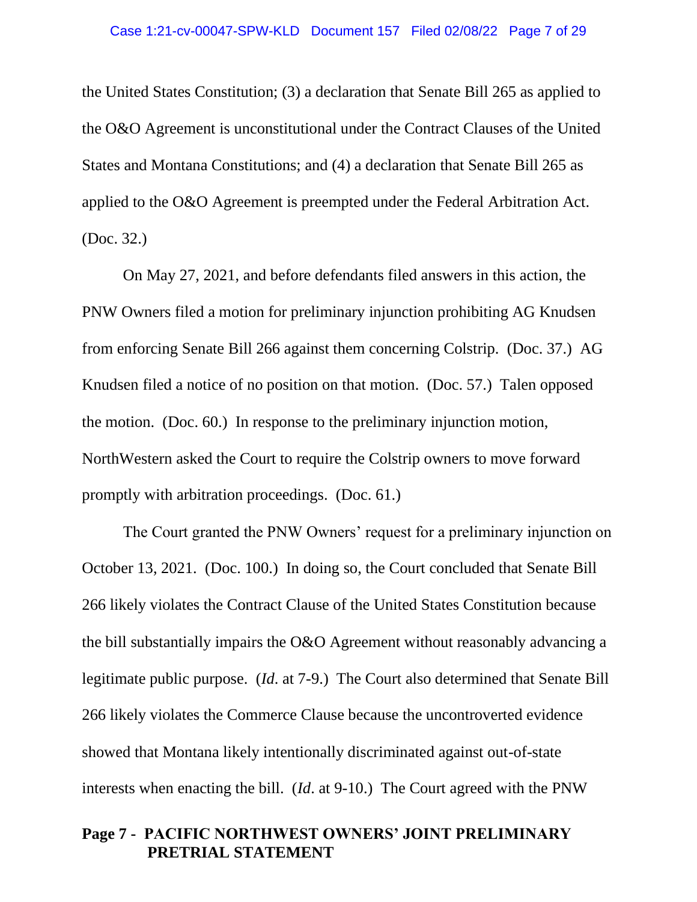the United States Constitution; (3) a declaration that Senate Bill 265 as applied to the O&O Agreement is unconstitutional under the Contract Clauses of the United States and Montana Constitutions; and (4) a declaration that Senate Bill 265 as applied to the O&O Agreement is preempted under the Federal Arbitration Act. (Doc. 32.)

On May 27, 2021, and before defendants filed answers in this action, the PNW Owners filed a motion for preliminary injunction prohibiting AG Knudsen from enforcing Senate Bill 266 against them concerning Colstrip. (Doc. 37.) AG Knudsen filed a notice of no position on that motion. (Doc. 57.) Talen opposed the motion. (Doc. 60.) In response to the preliminary injunction motion, NorthWestern asked the Court to require the Colstrip owners to move forward promptly with arbitration proceedings. (Doc. 61.)

The Court granted the PNW Owners' request for a preliminary injunction on October 13, 2021. (Doc. 100.) In doing so, the Court concluded that Senate Bill 266 likely violates the Contract Clause of the United States Constitution because the bill substantially impairs the O&O Agreement without reasonably advancing a legitimate public purpose. (*Id*. at 7-9.) The Court also determined that Senate Bill 266 likely violates the Commerce Clause because the uncontroverted evidence showed that Montana likely intentionally discriminated against out-of-state interests when enacting the bill. (*Id*. at 9-10.) The Court agreed with the PNW

**Page 7 - PACIFIC NORTHWEST OWNERS' JOINT PRELIMINARY PRETRIAL STATEMENT**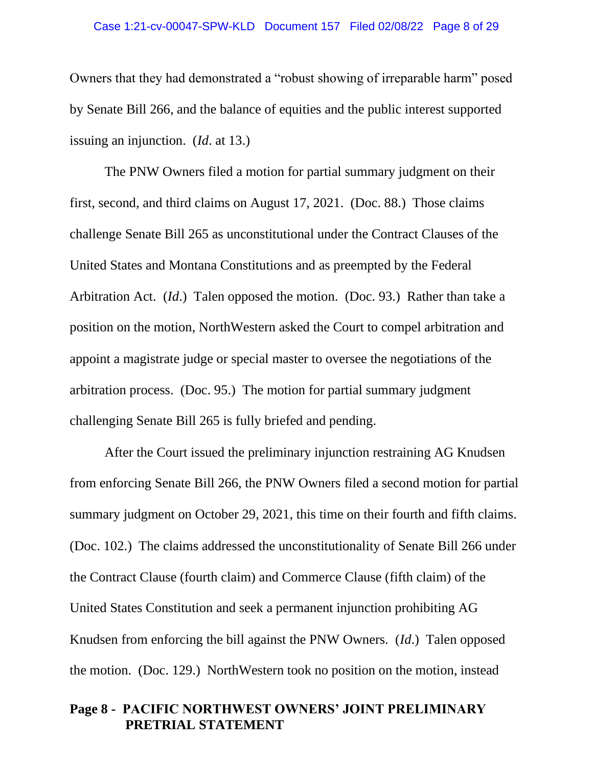Owners that they had demonstrated a "robust showing of irreparable harm" posed by Senate Bill 266, and the balance of equities and the public interest supported issuing an injunction. (*Id*. at 13.)

The PNW Owners filed a motion for partial summary judgment on their first, second, and third claims on August 17, 2021. (Doc. 88.) Those claims challenge Senate Bill 265 as unconstitutional under the Contract Clauses of the United States and Montana Constitutions and as preempted by the Federal Arbitration Act. (*Id*.) Talen opposed the motion. (Doc. 93.) Rather than take a position on the motion, NorthWestern asked the Court to compel arbitration and appoint a magistrate judge or special master to oversee the negotiations of the arbitration process. (Doc. 95.) The motion for partial summary judgment challenging Senate Bill 265 is fully briefed and pending.

After the Court issued the preliminary injunction restraining AG Knudsen from enforcing Senate Bill 266, the PNW Owners filed a second motion for partial summary judgment on October 29, 2021, this time on their fourth and fifth claims. (Doc. 102.) The claims addressed the unconstitutionality of Senate Bill 266 under the Contract Clause (fourth claim) and Commerce Clause (fifth claim) of the United States Constitution and seek a permanent injunction prohibiting AG Knudsen from enforcing the bill against the PNW Owners. (*Id*.) Talen opposed the motion. (Doc. 129.) NorthWestern took no position on the motion, instead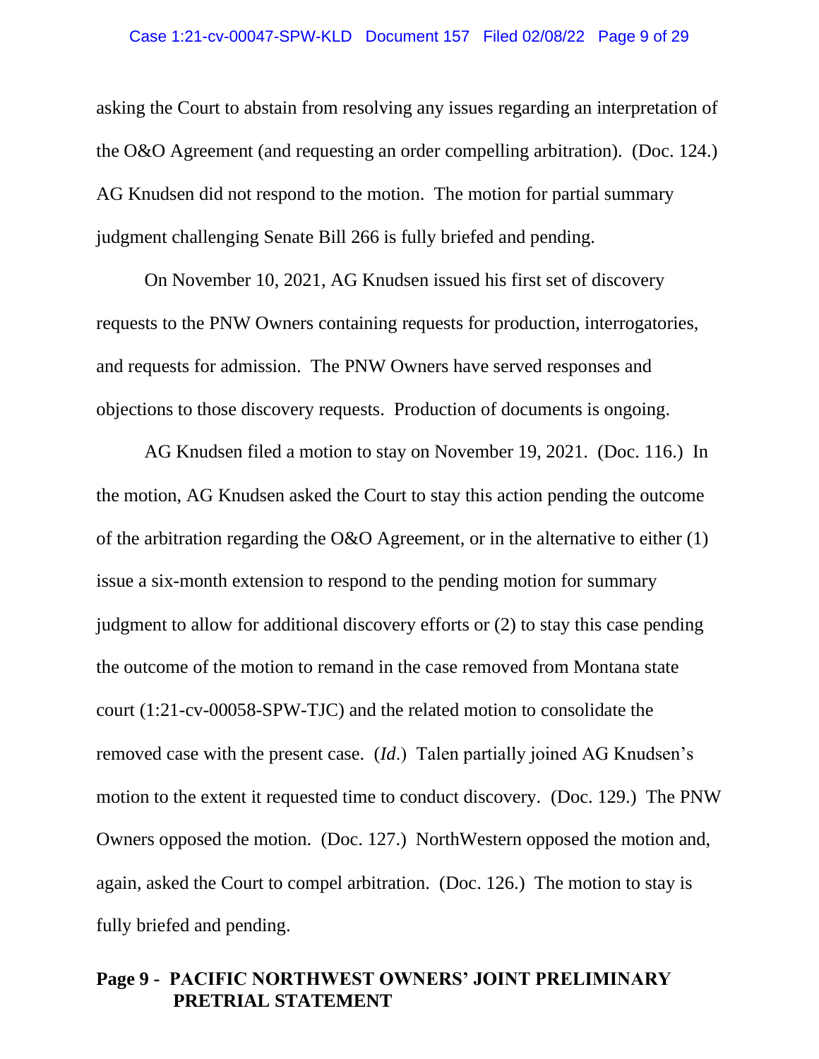asking the Court to abstain from resolving any issues regarding an interpretation of the O&O Agreement (and requesting an order compelling arbitration). (Doc. 124.) AG Knudsen did not respond to the motion. The motion for partial summary judgment challenging Senate Bill 266 is fully briefed and pending.

On November 10, 2021, AG Knudsen issued his first set of discovery requests to the PNW Owners containing requests for production, interrogatories, and requests for admission. The PNW Owners have served responses and objections to those discovery requests. Production of documents is ongoing.

AG Knudsen filed a motion to stay on November 19, 2021. (Doc. 116.) In the motion, AG Knudsen asked the Court to stay this action pending the outcome of the arbitration regarding the O&O Agreement, or in the alternative to either (1) issue a six-month extension to respond to the pending motion for summary judgment to allow for additional discovery efforts or (2) to stay this case pending the outcome of the motion to remand in the case removed from Montana state court (1:21-cv-00058-SPW-TJC) and the related motion to consolidate the removed case with the present case. (*Id.*) Talen partially joined AG Knudsen's motion to the extent it requested time to conduct discovery. (Doc. 129.) The PNW Owners opposed the motion. (Doc. 127.) NorthWestern opposed the motion and, again, asked the Court to compel arbitration. (Doc. 126.) The motion to stay is fully briefed and pending.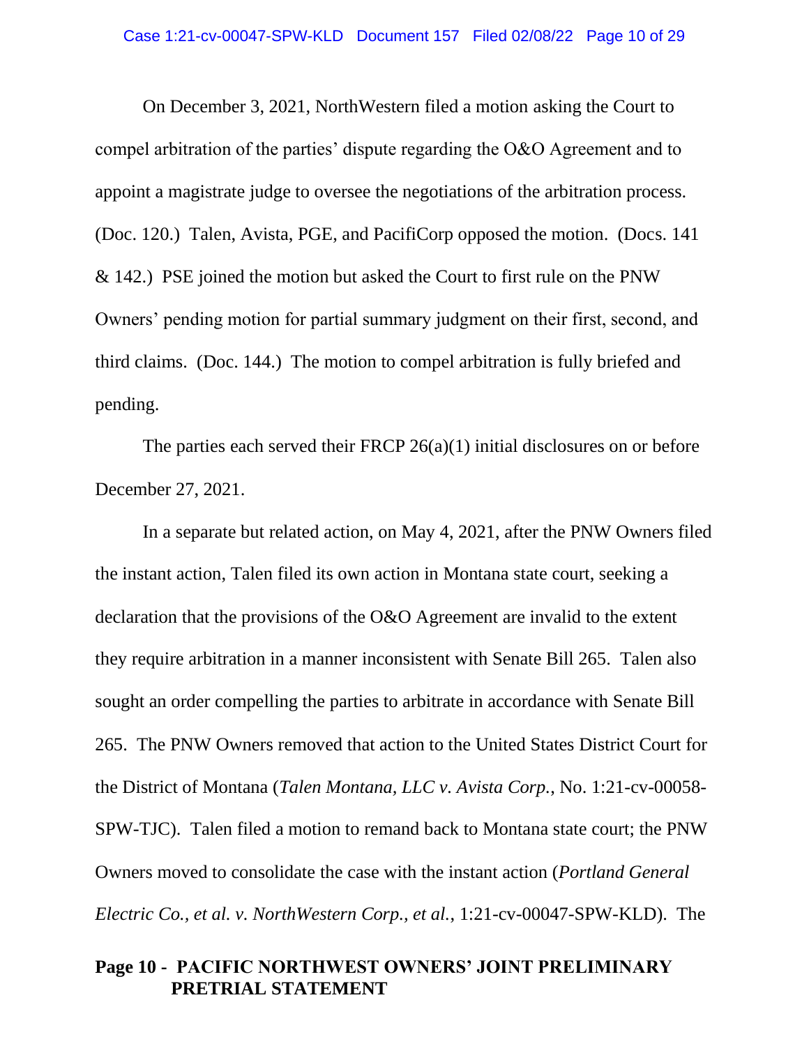On December 3, 2021, NorthWestern filed a motion asking the Court to compel arbitration of the parties' dispute regarding the O&O Agreement and to appoint a magistrate judge to oversee the negotiations of the arbitration process. (Doc. 120.) Talen, Avista, PGE, and PacifiCorp opposed the motion. (Docs. 141 & 142.) PSE joined the motion but asked the Court to first rule on the PNW Owners' pending motion for partial summary judgment on their first, second, and third claims. (Doc. 144.) The motion to compel arbitration is fully briefed and pending.

The parties each served their FRCP 26(a)(1) initial disclosures on or before December 27, 2021.

In a separate but related action, on May 4, 2021, after the PNW Owners filed the instant action, Talen filed its own action in Montana state court, seeking a declaration that the provisions of the O&O Agreement are invalid to the extent they require arbitration in a manner inconsistent with Senate Bill 265. Talen also sought an order compelling the parties to arbitrate in accordance with Senate Bill 265. The PNW Owners removed that action to the United States District Court for the District of Montana (*Talen Montana, LLC v. Avista Corp.*, No. 1:21-cv-00058-SPW-TJC). Talen filed a motion to remand back to Montana state court; the PNW Owners moved to consolidate the case with the instant action (*Portland General Electric Co., et al. v. NorthWestern Corp., et al.*, 1:21-cv-00047-SPW-KLD). The

**Page 10 - PACIFIC NORTHWEST OWNERS' JOINT PRELIMINARY PRETRIAL STATEMENT**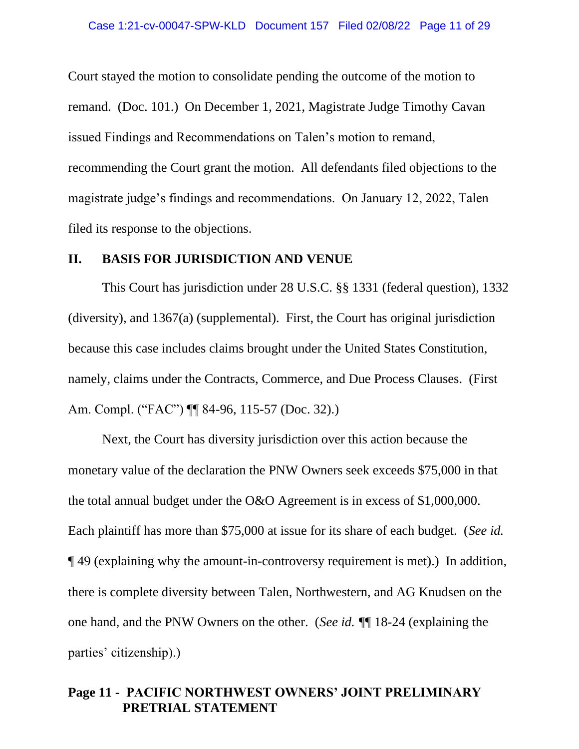Court stayed the motion to consolidate pending the outcome of the motion to remand. (Doc. 101.) On December 1, 2021, Magistrate Judge Timothy Cavan issued Findings and Recommendations on Talen's motion to remand, recommending the Court grant the motion. All defendants filed objections to the magistrate judge's findings and recommendations. On January 12, 2022, Talen filed its response to the objections.

## II. BASIS FOR JURISDICTION AND VENUE

This Court has jurisdiction under 28 U.S.C. §§ 1331 (federal question), 1332 (diversity), and 1367(a) (supplemental). First, the Court has original jurisdiction because this case includes claims brought under the United States Constitution, namely, claims under the Contracts, Commerce, and Due Process Clauses. (First Am. Compl. ("FAC") ¶¶ 84-96, 115-57 (Doc. 32).)

Next, the Court has diversity jurisdiction over this action because the monetary value of the declaration the PNW Owners seek exceeds $75,000 in that the total annual budget under the O&O Agreement is in excess of $1,000,000. Each plaintiff has more than $75,000 at issue for its share of each budget. (*See id.* ¶ 49 (explaining why the amount-in-controversy requirement is met).) In addition, there is complete diversity between Talen, Northwestern, and AG Knudsen on the one hand, and the PNW Owners on the other. (*See id.* ¶¶ 18-24 (explaining the parties' citizenship).)

**Page 11 - PACIFIC NORTHWEST OWNERS' JOINT PRELIMINARY PRETRIAL STATEMENT**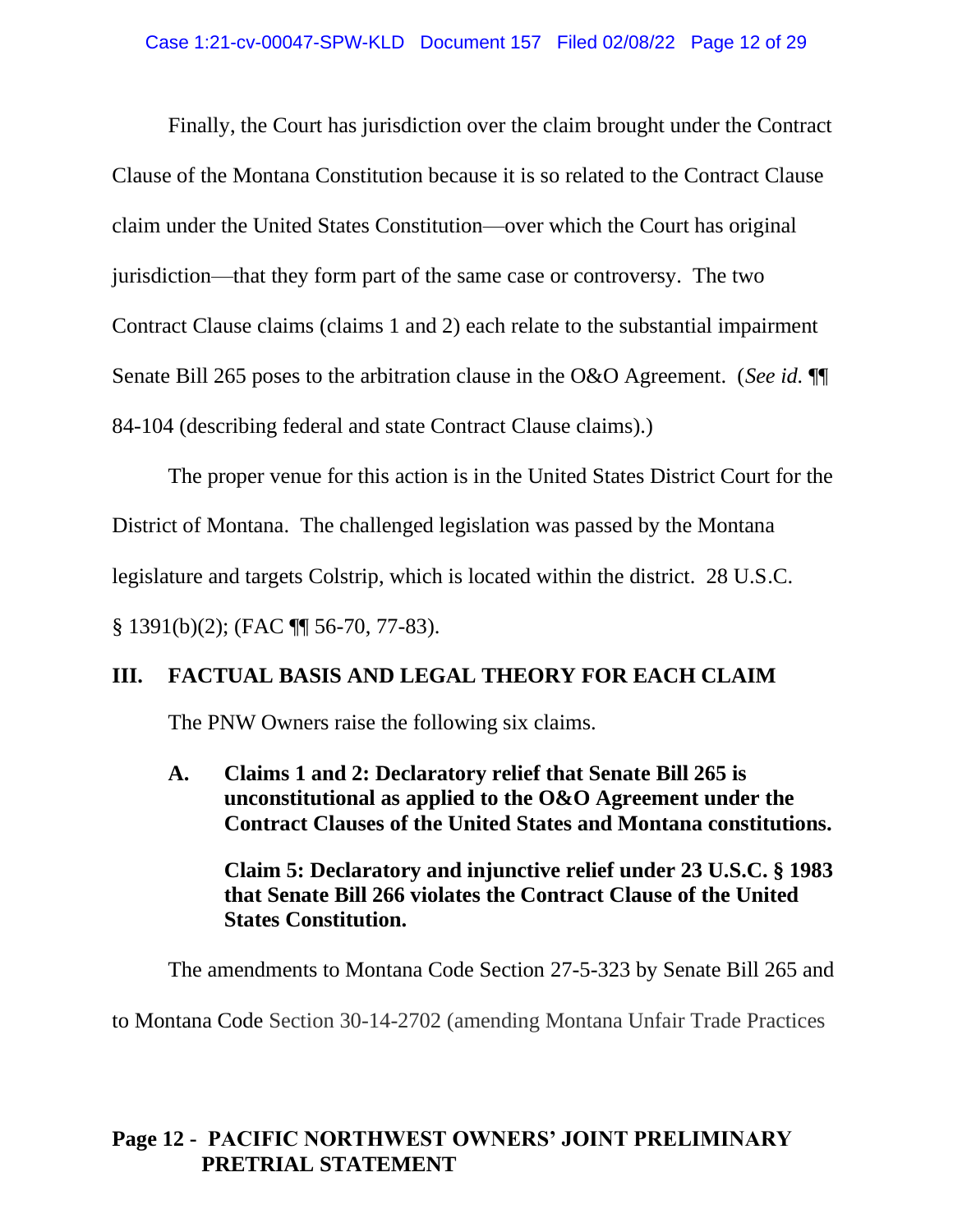Finally, the Court has jurisdiction over the claim brought under the Contract Clause of the Montana Constitution because it is so related to the Contract Clause claim under the United States Constitution—over which the Court has original jurisdiction—that they form part of the same case or controversy. The two Contract Clause claims (claims 1 and 2) each relate to the substantial impairment Senate Bill 265 poses to the arbitration clause in the O&O Agreement. (*See id.* ¶¶ 84-104 (describing federal and state Contract Clause claims).)

The proper venue for this action is in the United States District Court for the District of Montana. The challenged legislation was passed by the Montana legislature and targets Colstrip, which is located within the district. 28 U.S.C. § 1391(b)(2); (FAC ¶¶ 56-70, 77-83).

## III. FACTUAL BASIS AND LEGAL THEORY FOR EACH CLAIM

The PNW Owners raise the following six claims.

### A. Claims 1 and 2: Declaratory relief that Senate Bill 265 is unconstitutional as applied to the O&O Agreement under the Contract Clauses of the United States and Montana constitutions.

**Claim 5: Declaratory and injunctive relief under 23 U.S.C. § 1983 that Senate Bill 266 violates the Contract Clause of the United States Constitution.**

The amendments to Montana Code Section 27-5-323 by Senate Bill 265 and to Montana Code Section 30-14-2702 (amending Montana Unfair Trade Practices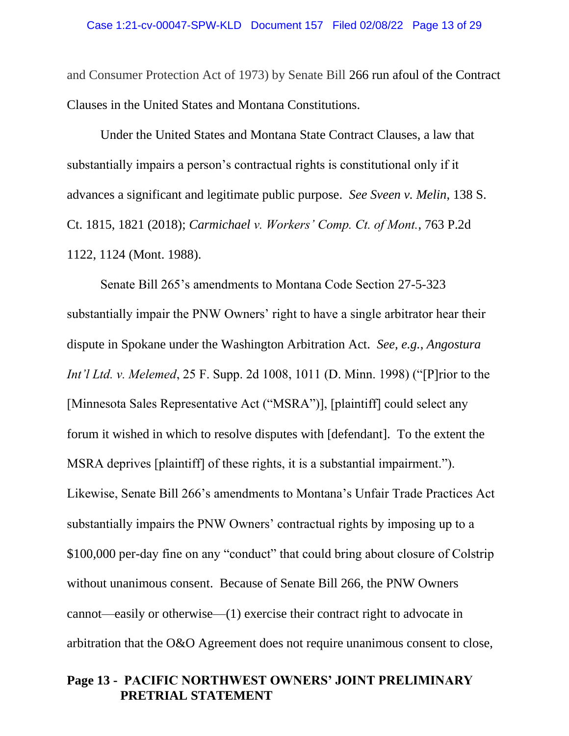and Consumer Protection Act of 1973) by Senate Bill 266 run afoul of the Contract Clauses in the United States and Montana Constitutions.

Under the United States and Montana State Contract Clauses, a law that substantially impairs a person's contractual rights is constitutional only if it advances a significant and legitimate public purpose. *See Sveen v. Melin*, 138 S. Ct. 1815, 1821 (2018); *Carmichael v. Workers' Comp. Ct. of Mont.*, 763 P.2d 1122, 1124 (Mont. 1988).

Senate Bill 265's amendments to Montana Code Section 27-5-323 substantially impair the PNW Owners' right to have a single arbitrator hear their dispute in Spokane under the Washington Arbitration Act. *See, e.g.*, *Angostura Int'l Ltd. v. Melemed*, 25 F. Supp. 2d 1008, 1011 (D. Minn. 1998) ("[P]rior to the [Minnesota Sales Representative Act ("MSRA")], [plaintiff] could select any forum it wished in which to resolve disputes with [defendant]. To the extent the MSRA deprives [plaintiff] of these rights, it is a substantial impairment."). Likewise, Senate Bill 266's amendments to Montana's Unfair Trade Practices Act substantially impairs the PNW Owners' contractual rights by imposing up to a $100,000 per-day fine on any "conduct" that could bring about closure of Colstrip without unanimous consent. Because of Senate Bill 266, the PNW Owners cannot—easily or otherwise—(1) exercise their contract right to advocate in arbitration that the O&O Agreement does not require unanimous consent to close,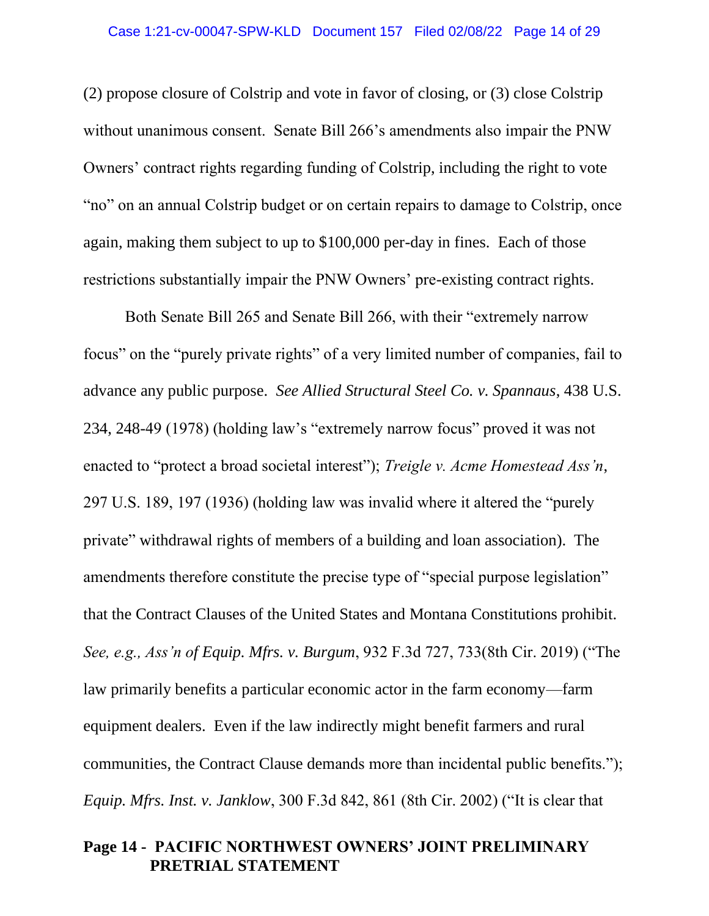(2) propose closure of Colstrip and vote in favor of closing, or (3) close Colstrip without unanimous consent. Senate Bill 266's amendments also impair the PNW Owners' contract rights regarding funding of Colstrip, including the right to vote "no" on an annual Colstrip budget or on certain repairs to damage to Colstrip, once again, making them subject to up to $100,000 per-day in fines. Each of those restrictions substantially impair the PNW Owners' pre-existing contract rights.

Both Senate Bill 265 and Senate Bill 266, with their "extremely narrow focus" on the "purely private rights" of a very limited number of companies, fail to advance any public purpose. *See Allied Structural Steel Co. v. Spannaus*, 438 U.S. 234, 248-49 (1978) (holding law's "extremely narrow focus" proved it was not enacted to "protect a broad societal interest"); *Treigle v. Acme Homestead Ass'n*, 297 U.S. 189, 197 (1936) (holding law was invalid where it altered the "purely private" withdrawal rights of members of a building and loan association). The amendments therefore constitute the precise type of "special purpose legislation" that the Contract Clauses of the United States and Montana Constitutions prohibit. *See, e.g., Ass'n of Equip. Mfrs. v. Burgum*, 932 F.3d 727, 733(8th Cir. 2019) ("The law primarily benefits a particular economic actor in the farm economy—farm equipment dealers. Even if the law indirectly might benefit farmers and rural communities, the Contract Clause demands more than incidental public benefits."); *Equip. Mfrs. Inst. v. Janklow*, 300 F.3d 842, 861 (8th Cir. 2002) ("It is clear that

**Page 14 - PACIFIC NORTHWEST OWNERS' JOINT PRELIMINARY PRETRIAL STATEMENT**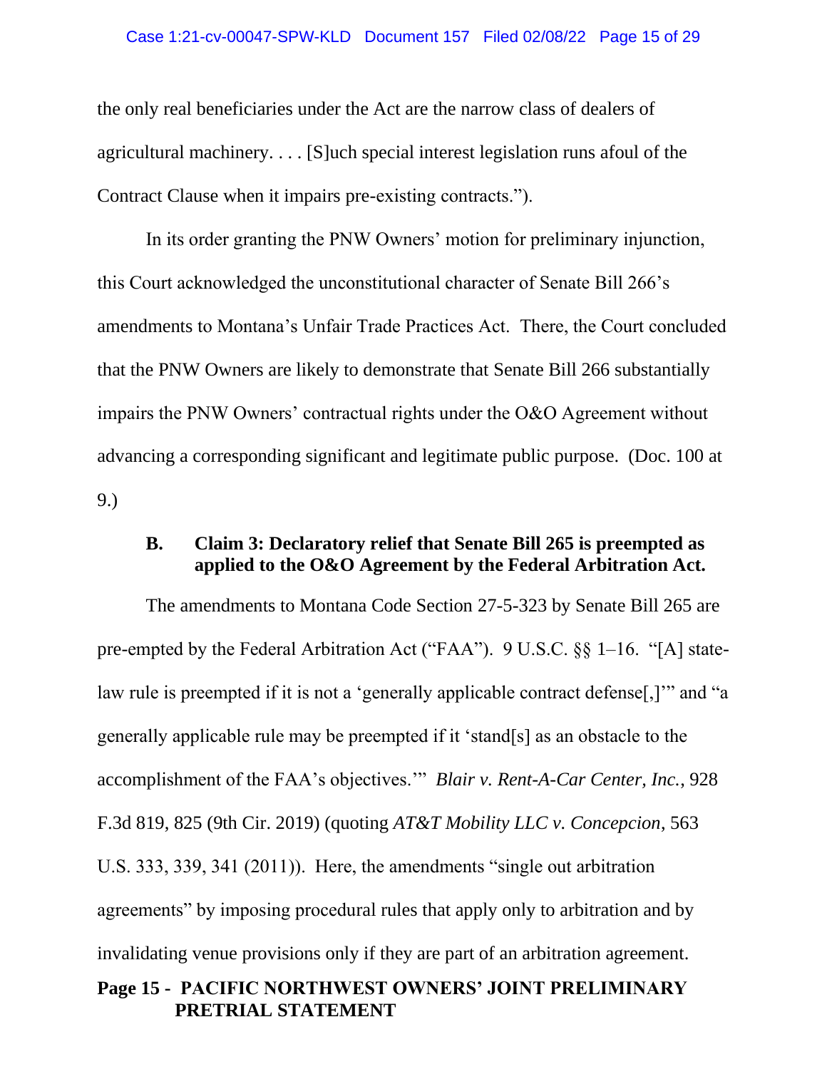the only real beneficiaries under the Act are the narrow class of dealers of agricultural machinery. . . . [S]uch special interest legislation runs afoul of the Contract Clause when it impairs pre-existing contracts.").

In its order granting the PNW Owners' motion for preliminary injunction, this Court acknowledged the unconstitutional character of Senate Bill 266's amendments to Montana's Unfair Trade Practices Act. There, the Court concluded that the PNW Owners are likely to demonstrate that Senate Bill 266 substantially impairs the PNW Owners' contractual rights under the O&O Agreement without advancing a corresponding significant and legitimate public purpose. (Doc. 100 at 9.)

### B. Claim 3: Declaratory relief that Senate Bill 265 is preempted as applied to the O&O Agreement by the Federal Arbitration Act.

The amendments to Montana Code Section 27-5-323 by Senate Bill 265 are pre-empted by the Federal Arbitration Act ("FAA"). 9 U.S.C. §§ 1–16. "[A] state-law rule is preempted if it is not a 'generally applicable contract defense[,]'" and "a generally applicable rule may be preempted if it 'stand[s] as an obstacle to the accomplishment of the FAA's objectives.'" *Blair v. Rent-A-Car Center, Inc.*, 928 F.3d 819, 825 (9th Cir. 2019) (quoting *AT&T Mobility LLC v. Concepcion*, 563 U.S. 333, 339, 341 (2011)). Here, the amendments "single out arbitration agreements" by imposing procedural rules that apply only to arbitration and by invalidating venue provisions only if they are part of an arbitration agreement.

**Page 15 - PACIFIC NORTHWEST OWNERS' JOINT PRELIMINARY PRETRIAL STATEMENT**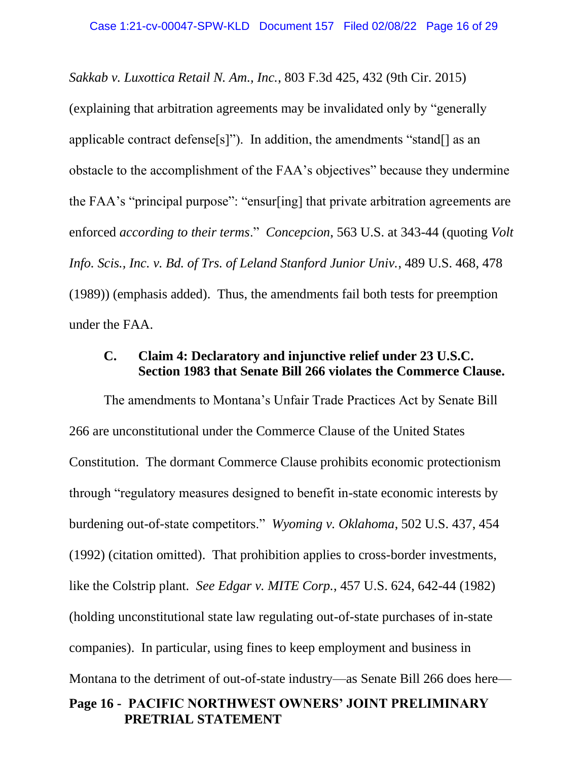*Sakkab v. Luxottica Retail N. Am., Inc.*, 803 F.3d 425, 432 (9th Cir. 2015) (explaining that arbitration agreements may be invalidated only by "generally applicable contract defense[s]"). In addition, the amendments "stand[] as an obstacle to the accomplishment of the FAA's objectives" because they undermine the FAA's "principal purpose": "ensur[ing] that private arbitration agreements are enforced *according to their terms*." *Concepcion,* 563 U.S. at 343-44 (quoting *Volt Info. Scis., Inc. v. Bd. of Trs. of Leland Stanford Junior Univ.*, 489 U.S. 468, 478 (1989)) (emphasis added). Thus, the amendments fail both tests for preemption under the FAA.

### C. Claim 4: Declaratory and injunctive relief under 23 U.S.C. Section 1983 that Senate Bill 266 violates the Commerce Clause.

The amendments to Montana's Unfair Trade Practices Act by Senate Bill 266 are unconstitutional under the Commerce Clause of the United States Constitution. The dormant Commerce Clause prohibits economic protectionism through "regulatory measures designed to benefit in-state economic interests by burdening out-of-state competitors." *Wyoming v. Oklahoma*, 502 U.S. 437, 454 (1992) (citation omitted). That prohibition applies to cross-border investments, like the Colstrip plant. *See Edgar v. MITE Corp.*, 457 U.S. 624, 642-44 (1982) (holding unconstitutional state law regulating out-of-state purchases of in-state companies). In particular, using fines to keep employment and business in Montana to the detriment of out-of-state industry—as Senate Bill 266 does here—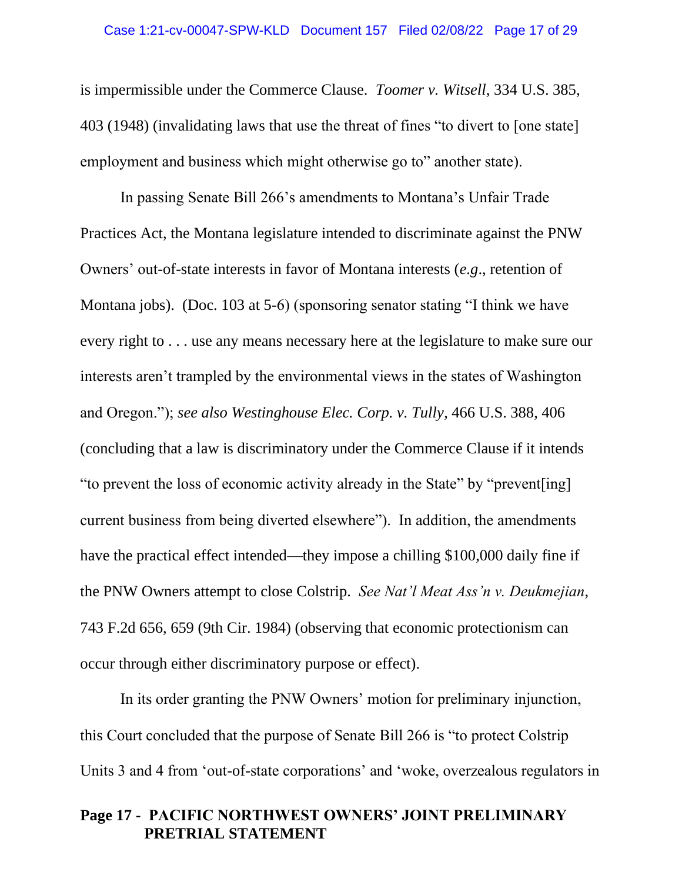is impermissible under the Commerce Clause. *Toomer v. Witsell*, 334 U.S. 385, 403 (1948) (invalidating laws that use the threat of fines "to divert to [one state] employment and business which might otherwise go to" another state).

In passing Senate Bill 266's amendments to Montana's Unfair Trade Practices Act, the Montana legislature intended to discriminate against the PNW Owners' out-of-state interests in favor of Montana interests (*e.g*., retention of Montana jobs). (Doc. 103 at 5-6) (sponsoring senator stating "I think we have every right to . . . use any means necessary here at the legislature to make sure our interests aren't trampled by the environmental views in the states of Washington and Oregon."); *see also Westinghouse Elec. Corp. v. Tully*, 466 U.S. 388, 406 (concluding that a law is discriminatory under the Commerce Clause if it intends "to prevent the loss of economic activity already in the State" by "prevent[ing] current business from being diverted elsewhere"). In addition, the amendments have the practical effect intended—they impose a chilling $100,000 daily fine if the PNW Owners attempt to close Colstrip. *See Nat'l Meat Ass'n v. Deukmejian*, 743 F.2d 656, 659 (9th Cir. 1984) (observing that economic protectionism can occur through either discriminatory purpose or effect).

In its order granting the PNW Owners' motion for preliminary injunction, this Court concluded that the purpose of Senate Bill 266 is "to protect Colstrip Units 3 and 4 from 'out-of-state corporations' and 'woke, overzealous regulators in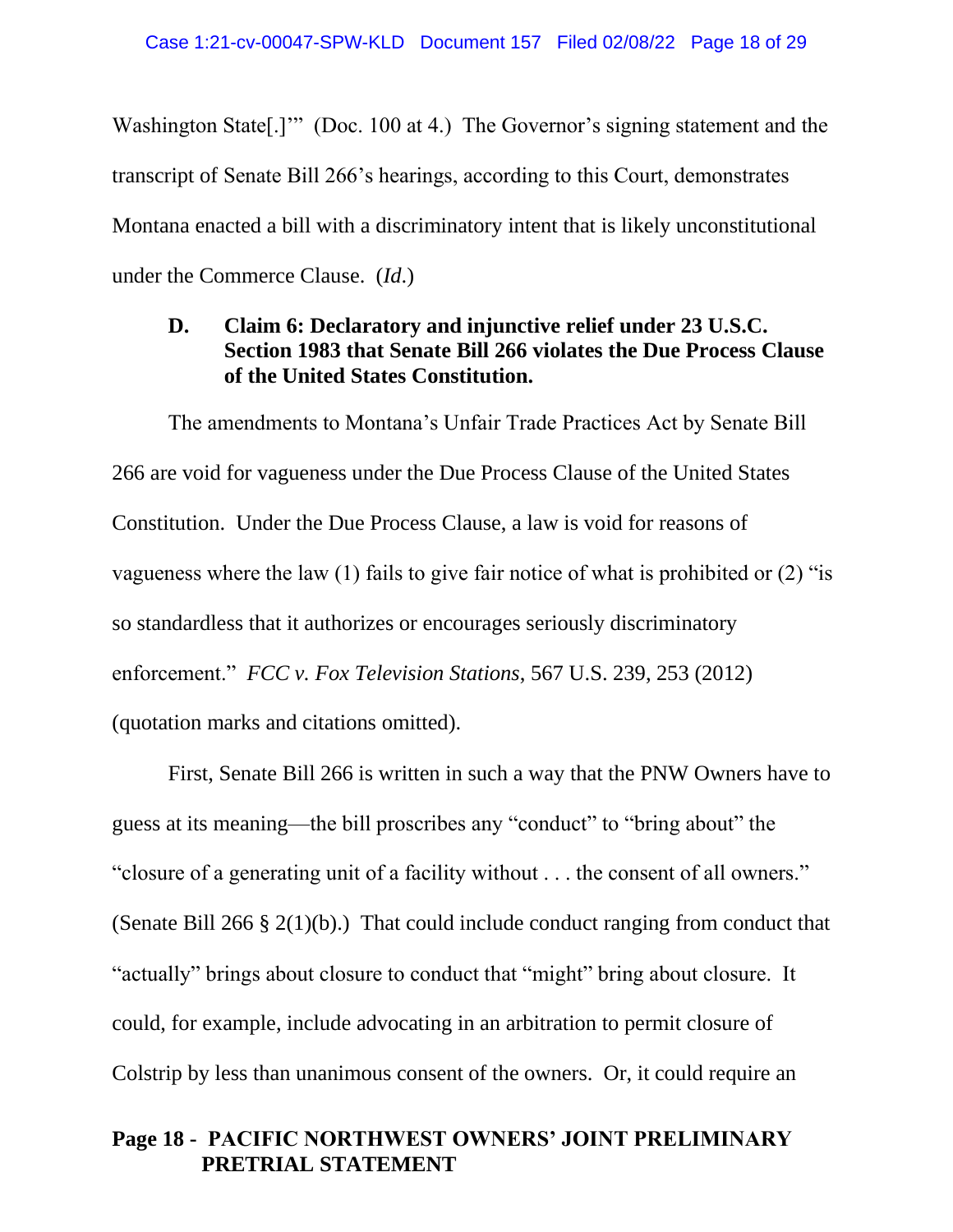Washington State[.]'" (Doc. 100 at 4.) The Governor's signing statement and the transcript of Senate Bill 266's hearings, according to this Court, demonstrates Montana enacted a bill with a discriminatory intent that is likely unconstitutional under the Commerce Clause. (*Id*.)

### D. Claim 6: Declaratory and injunctive relief under 23 U.S.C. Section 1983 that Senate Bill 266 violates the Due Process Clause of the United States Constitution.

The amendments to Montana's Unfair Trade Practices Act by Senate Bill 266 are void for vagueness under the Due Process Clause of the United States Constitution. Under the Due Process Clause, a law is void for reasons of vagueness where the law (1) fails to give fair notice of what is prohibited or (2) "is so standardless that it authorizes or encourages seriously discriminatory enforcement." *FCC v. Fox Television Stations*, 567 U.S. 239, 253 (2012) (quotation marks and citations omitted).

First, Senate Bill 266 is written in such a way that the PNW Owners have to guess at its meaning—the bill proscribes any "conduct" to "bring about" the "closure of a generating unit of a facility without . . . the consent of all owners." (Senate Bill 266 § 2(1)(b).) That could include conduct ranging from conduct that "actually" brings about closure to conduct that "might" bring about closure. It could, for example, include advocating in an arbitration to permit closure of Colstrip by less than unanimous consent of the owners. Or, it could require an

**Page 18 - PACIFIC NORTHWEST OWNERS' JOINT PRELIMINARY PRETRIAL STATEMENT**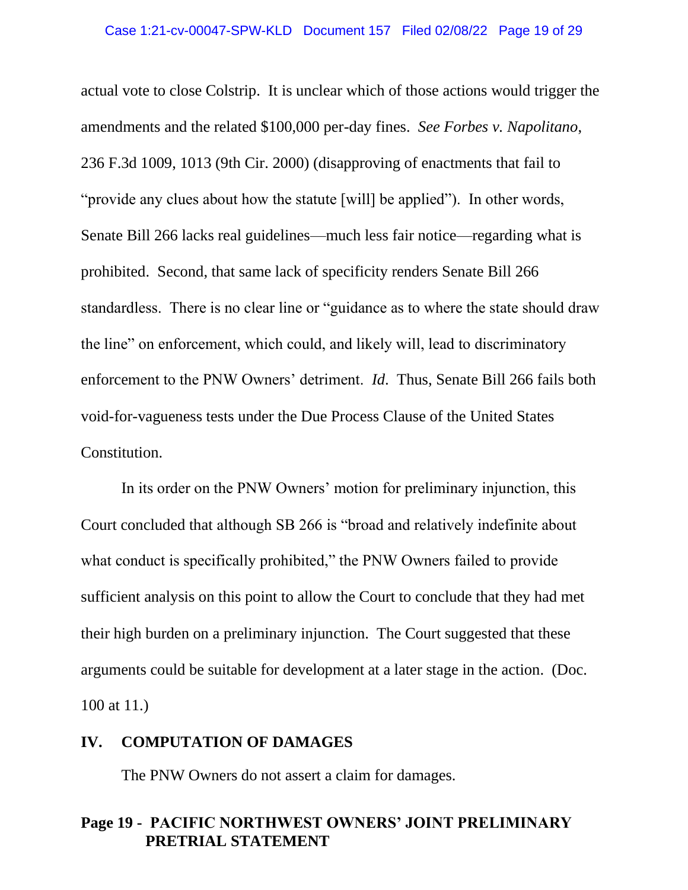actual vote to close Colstrip. It is unclear which of those actions would trigger the amendments and the related $100,000 per-day fines. *See Forbes v. Napolitano*, 236 F.3d 1009, 1013 (9th Cir. 2000) (disapproving of enactments that fail to "provide any clues about how the statute [will] be applied"). In other words, Senate Bill 266 lacks real guidelines—much less fair notice—regarding what is prohibited. Second, that same lack of specificity renders Senate Bill 266 standardless. There is no clear line or "guidance as to where the state should draw the line" on enforcement, which could, and likely will, lead to discriminatory enforcement to the PNW Owners' detriment. *Id*. Thus, Senate Bill 266 fails both void-for-vagueness tests under the Due Process Clause of the United States Constitution.

In its order on the PNW Owners' motion for preliminary injunction, this Court concluded that although SB 266 is "broad and relatively indefinite about what conduct is specifically prohibited," the PNW Owners failed to provide sufficient analysis on this point to allow the Court to conclude that they had met their high burden on a preliminary injunction. The Court suggested that these arguments could be suitable for development at a later stage in the action. (Doc. 100 at 11.)

## IV. COMPUTATION OF DAMAGES

The PNW Owners do not assert a claim for damages.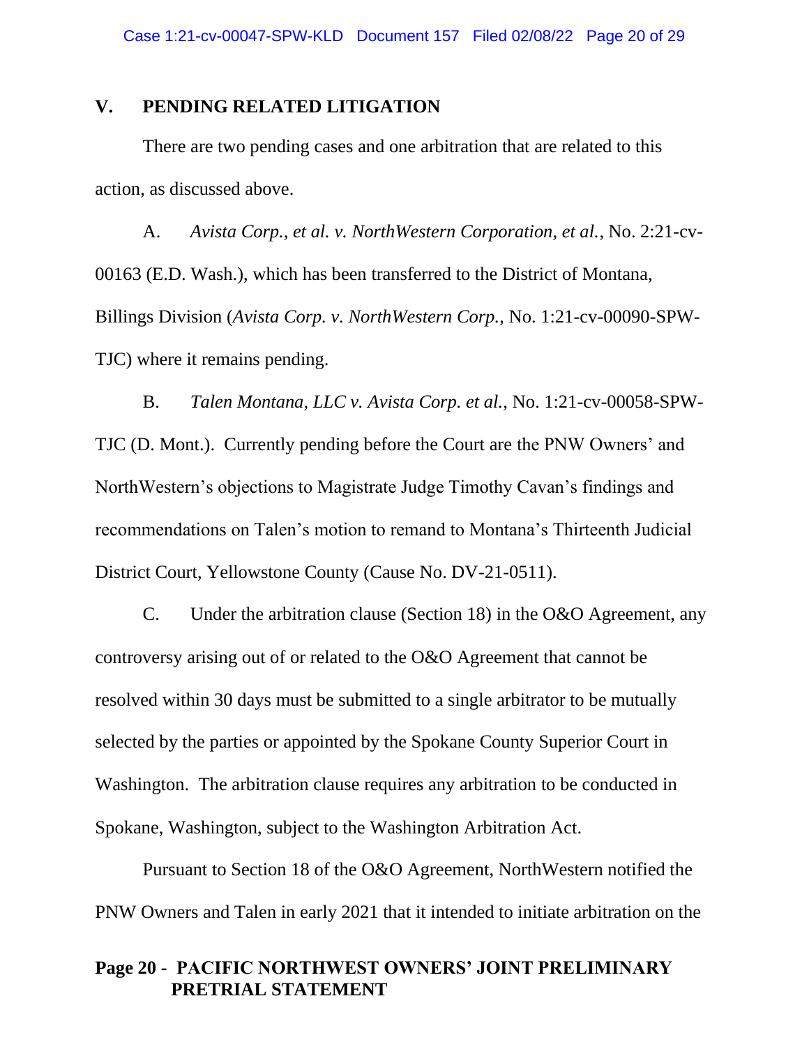## V. PENDING RELATED LITIGATION

There are two pending cases and one arbitration that are related to this action, as discussed above.

A. *Avista Corp., et al. v. NorthWestern Corporation, et al.*, No. 2:21-cv-00163 (E.D. Wash.), which has been transferred to the District of Montana, Billings Division (*Avista Corp. v. NorthWestern Corp.*, No. 1:21-cv-00090-SPW-TJC) where it remains pending.

B. *Talen Montana, LLC v. Avista Corp. et al.*, No. 1:21-cv-00058-SPW-TJC (D. Mont.). Currently pending before the Court are the PNW Owners' and NorthWestern's objections to Magistrate Judge Timothy Cavan's findings and recommendations on Talen's motion to remand to Montana's Thirteenth Judicial District Court, Yellowstone County (Cause No. DV-21-0511).

C. Under the arbitration clause (Section 18) in the O&O Agreement, any controversy arising out of or related to the O&O Agreement that cannot be resolved within 30 days must be submitted to a single arbitrator to be mutually selected by the parties or appointed by the Spokane County Superior Court in Washington. The arbitration clause requires any arbitration to be conducted in Spokane, Washington, subject to the Washington Arbitration Act.

Pursuant to Section 18 of the O&O Agreement, NorthWestern notified the PNW Owners and Talen in early 2021 that it intended to initiate arbitration on the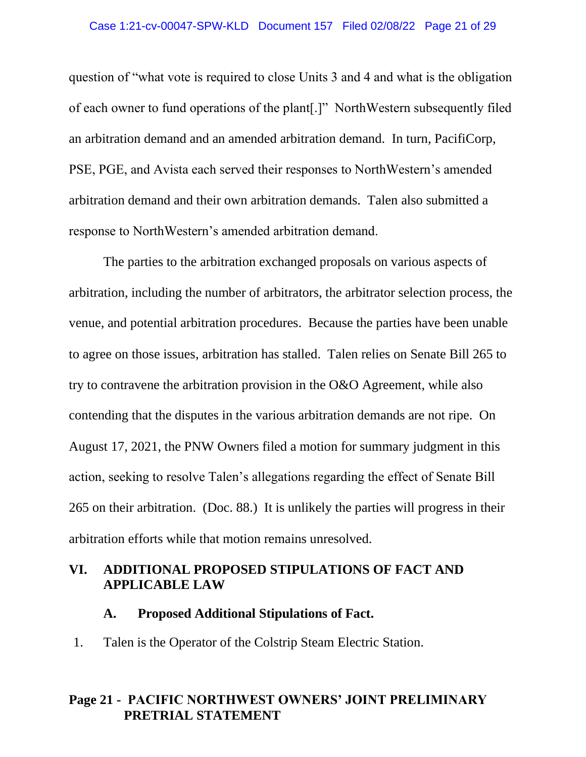question of "what vote is required to close Units 3 and 4 and what is the obligation of each owner to fund operations of the plant[.]" NorthWestern subsequently filed an arbitration demand and an amended arbitration demand. In turn, PacifiCorp, PSE, PGE, and Avista each served their responses to NorthWestern's amended arbitration demand and their own arbitration demands. Talen also submitted a response to NorthWestern's amended arbitration demand.

The parties to the arbitration exchanged proposals on various aspects of arbitration, including the number of arbitrators, the arbitrator selection process, the venue, and potential arbitration procedures. Because the parties have been unable to agree on those issues, arbitration has stalled. Talen relies on Senate Bill 265 to try to contravene the arbitration provision in the O&O Agreement, while also contending that the disputes in the various arbitration demands are not ripe. On August 17, 2021, the PNW Owners filed a motion for summary judgment in this action, seeking to resolve Talen's allegations regarding the effect of Senate Bill 265 on their arbitration. (Doc. 88.) It is unlikely the parties will progress in their arbitration efforts while that motion remains unresolved.

## VI. ADDITIONAL PROPOSED STIPULATIONS OF FACT AND APPLICABLE LAW

### A. Proposed Additional Stipulations of Fact.

1. Talen is the Operator of the Colstrip Steam Electric Station.

**Page 21 - PACIFIC NORTHWEST OWNERS' JOINT PRELIMINARY PRETRIAL STATEMENT**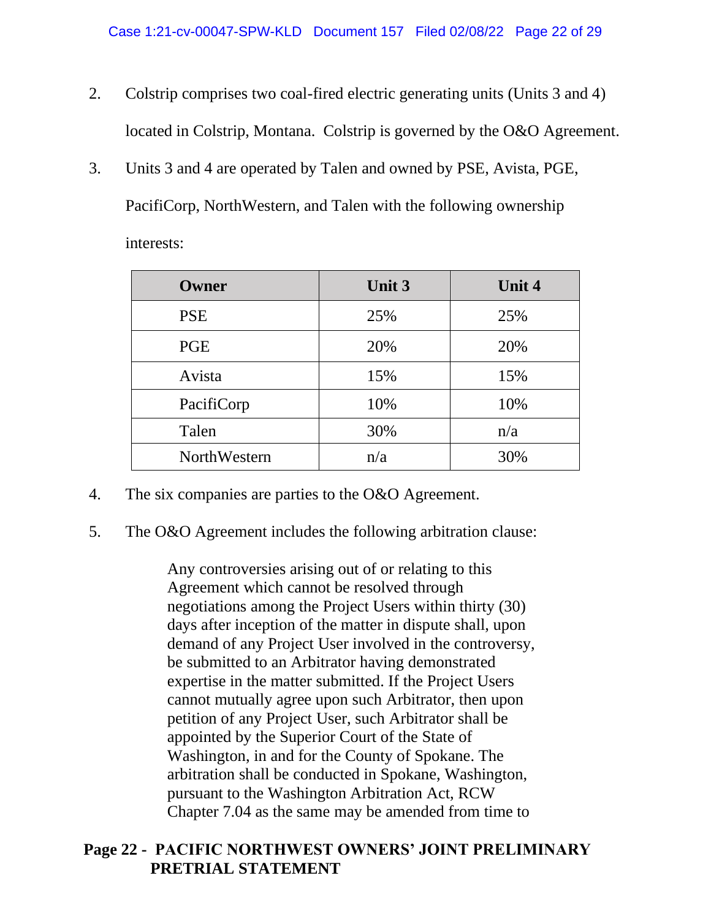2. Colstrip comprises two coal-fired electric generating units (Units 3 and 4) located in Colstrip, Montana. Colstrip is governed by the O&O Agreement.

3. Units 3 and 4 are operated by Talen and owned by PSE, Avista, PGE, PacifiCorp, NorthWestern, and Talen with the following ownership interests:

| Owner | Unit 3 | Unit 4 |
|---|---|---|
| PSE | 25% | 25% |
| PGE | 20% | 20% |
| Avista | 15% | 15% |
| PacifiCorp | 10% | 10% |
| Talen | 30% | n/a |
| NorthWestern | n/a | 30% |

4. The six companies are parties to the O&O Agreement.

5. The O&O Agreement includes the following arbitration clause:

> Any controversies arising out of or relating to this Agreement which cannot be resolved through negotiations among the Project Users within thirty (30) days after inception of the matter in dispute shall, upon demand of any Project User involved in the controversy, be submitted to an Arbitrator having demonstrated expertise in the matter submitted. If the Project Users cannot mutually agree upon such Arbitrator, then upon petition of any Project User, such Arbitrator shall be appointed by the Superior Court of the State of Washington, in and for the County of Spokane. The arbitration shall be conducted in Spokane, Washington, pursuant to the Washington Arbitration Act, RCW Chapter 7.04 as the same may be amended from time to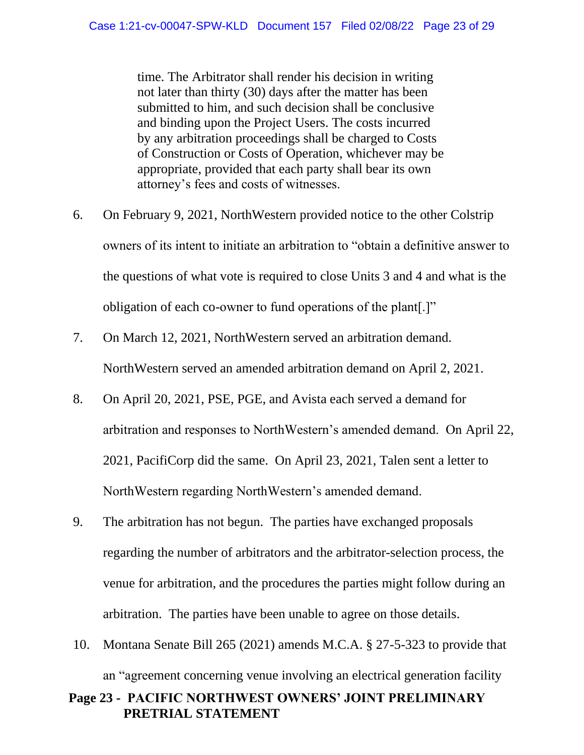> time. The Arbitrator shall render his decision in writing not later than thirty (30) days after the matter has been submitted to him, and such decision shall be conclusive and binding upon the Project Users. The costs incurred by any arbitration proceedings shall be charged to Costs of Construction or Costs of Operation, whichever may be appropriate, provided that each party shall bear its own attorney's fees and costs of witnesses.

6. On February 9, 2021, NorthWestern provided notice to the other Colstrip owners of its intent to initiate an arbitration to "obtain a definitive answer to the questions of what vote is required to close Units 3 and 4 and what is the obligation of each co-owner to fund operations of the plant[.]"

7. On March 12, 2021, NorthWestern served an arbitration demand. NorthWestern served an amended arbitration demand on April 2, 2021.

8. On April 20, 2021, PSE, PGE, and Avista each served a demand for arbitration and responses to NorthWestern's amended demand. On April 22, 2021, PacifiCorp did the same. On April 23, 2021, Talen sent a letter to NorthWestern regarding NorthWestern's amended demand.

9. The arbitration has not begun. The parties have exchanged proposals regarding the number of arbitrators and the arbitrator-selection process, the venue for arbitration, and the procedures the parties might follow during an arbitration. The parties have been unable to agree on those details.

10. Montana Senate Bill 265 (2021) amends M.C.A. § 27-5-323 to provide that an "agreement concerning venue involving an electrical generation facility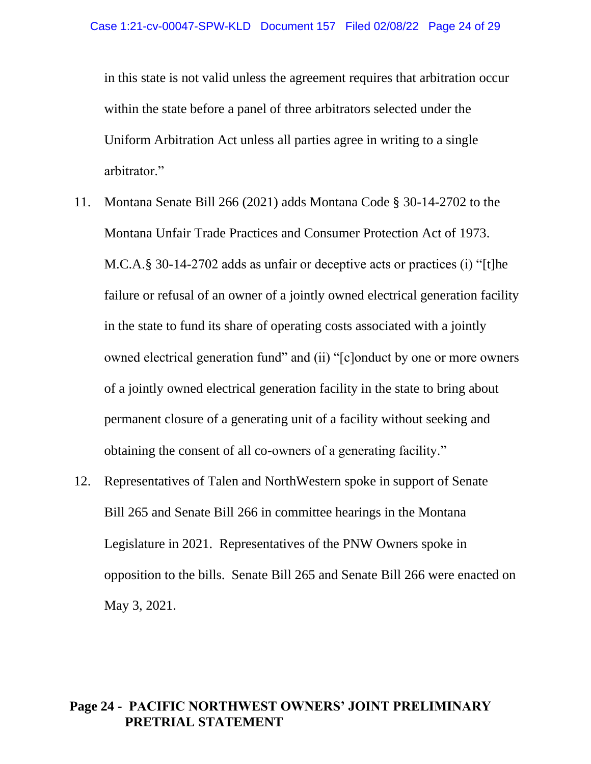in this state is not valid unless the agreement requires that arbitration occur within the state before a panel of three arbitrators selected under the Uniform Arbitration Act unless all parties agree in writing to a single arbitrator."

11. Montana Senate Bill 266 (2021) adds Montana Code § 30-14-2702 to the Montana Unfair Trade Practices and Consumer Protection Act of 1973. M.C.A.§ 30-14-2702 adds as unfair or deceptive acts or practices (i) "[t]he failure or refusal of an owner of a jointly owned electrical generation facility in the state to fund its share of operating costs associated with a jointly owned electrical generation fund" and (ii) "[c]onduct by one or more owners of a jointly owned electrical generation facility in the state to bring about permanent closure of a generating unit of a facility without seeking and obtaining the consent of all co-owners of a generating facility."

12. Representatives of Talen and NorthWestern spoke in support of Senate Bill 265 and Senate Bill 266 in committee hearings in the Montana Legislature in 2021. Representatives of the PNW Owners spoke in opposition to the bills. Senate Bill 265 and Senate Bill 266 were enacted on May 3, 2021.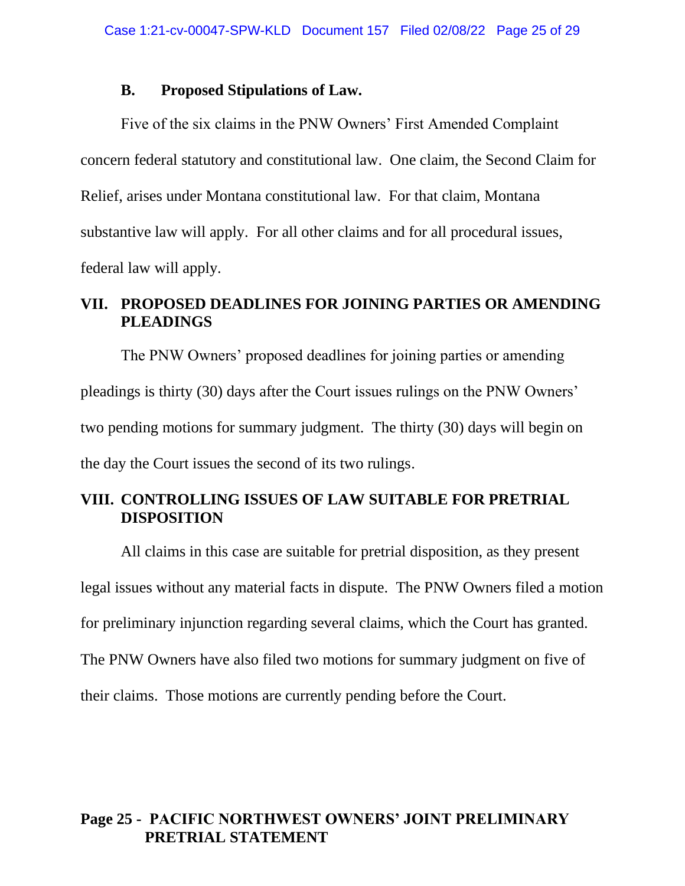### B. Proposed Stipulations of Law.

Five of the six claims in the PNW Owners' First Amended Complaint concern federal statutory and constitutional law. One claim, the Second Claim for Relief, arises under Montana constitutional law. For that claim, Montana substantive law will apply. For all other claims and for all procedural issues, federal law will apply.

## VII. PROPOSED DEADLINES FOR JOINING PARTIES OR AMENDING PLEADINGS

The PNW Owners' proposed deadlines for joining parties or amending pleadings is thirty (30) days after the Court issues rulings on the PNW Owners' two pending motions for summary judgment. The thirty (30) days will begin on the day the Court issues the second of its two rulings.

## VIII. CONTROLLING ISSUES OF LAW SUITABLE FOR PRETRIAL DISPOSITION

All claims in this case are suitable for pretrial disposition, as they present legal issues without any material facts in dispute. The PNW Owners filed a motion for preliminary injunction regarding several claims, which the Court has granted. The PNW Owners have also filed two motions for summary judgment on five of their claims. Those motions are currently pending before the Court.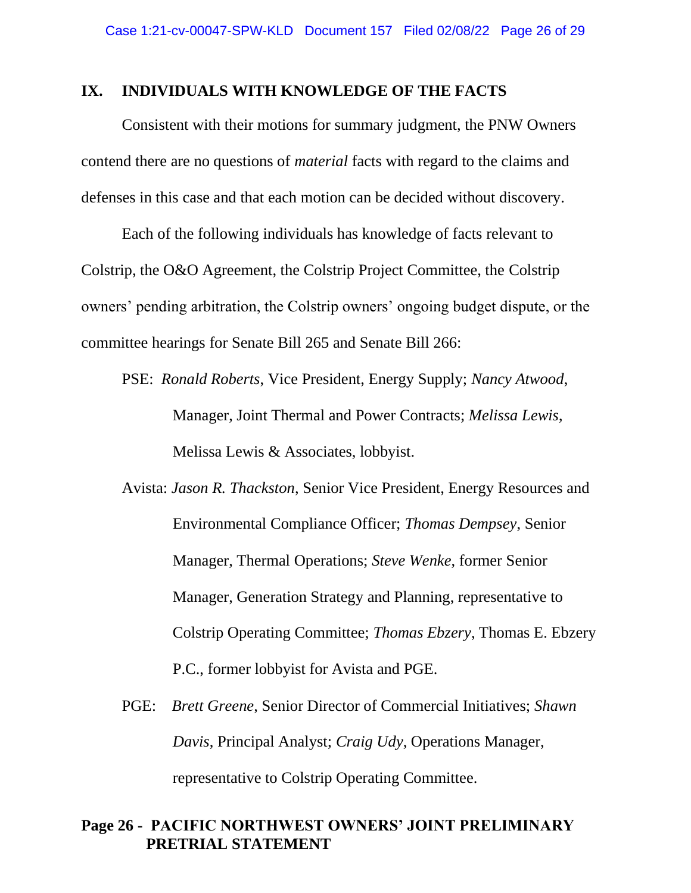## IX. INDIVIDUALS WITH KNOWLEDGE OF THE FACTS

Consistent with their motions for summary judgment, the PNW Owners contend there are no questions of *material* facts with regard to the claims and defenses in this case and that each motion can be decided without discovery.

Each of the following individuals has knowledge of facts relevant to Colstrip, the O&O Agreement, the Colstrip Project Committee, the Colstrip owners' pending arbitration, the Colstrip owners' ongoing budget dispute, or the committee hearings for Senate Bill 265 and Senate Bill 266:

PSE: *Ronald Roberts*, Vice President, Energy Supply; *Nancy Atwood*, Manager, Joint Thermal and Power Contracts; *Melissa Lewis*, Melissa Lewis & Associates, lobbyist.

Avista: *Jason R. Thackston*, Senior Vice President, Energy Resources and Environmental Compliance Officer; *Thomas Dempsey*, Senior Manager, Thermal Operations; *Steve Wenke*, former Senior Manager, Generation Strategy and Planning, representative to Colstrip Operating Committee; *Thomas Ebzery*, Thomas E. Ebzery P.C., former lobbyist for Avista and PGE.

PGE: *Brett Greene*, Senior Director of Commercial Initiatives; *Shawn Davis*, Principal Analyst; *Craig Udy*, Operations Manager, representative to Colstrip Operating Committee.

**Page 26 - PACIFIC NORTHWEST OWNERS' JOINT PRELIMINARY PRETRIAL STATEMENT**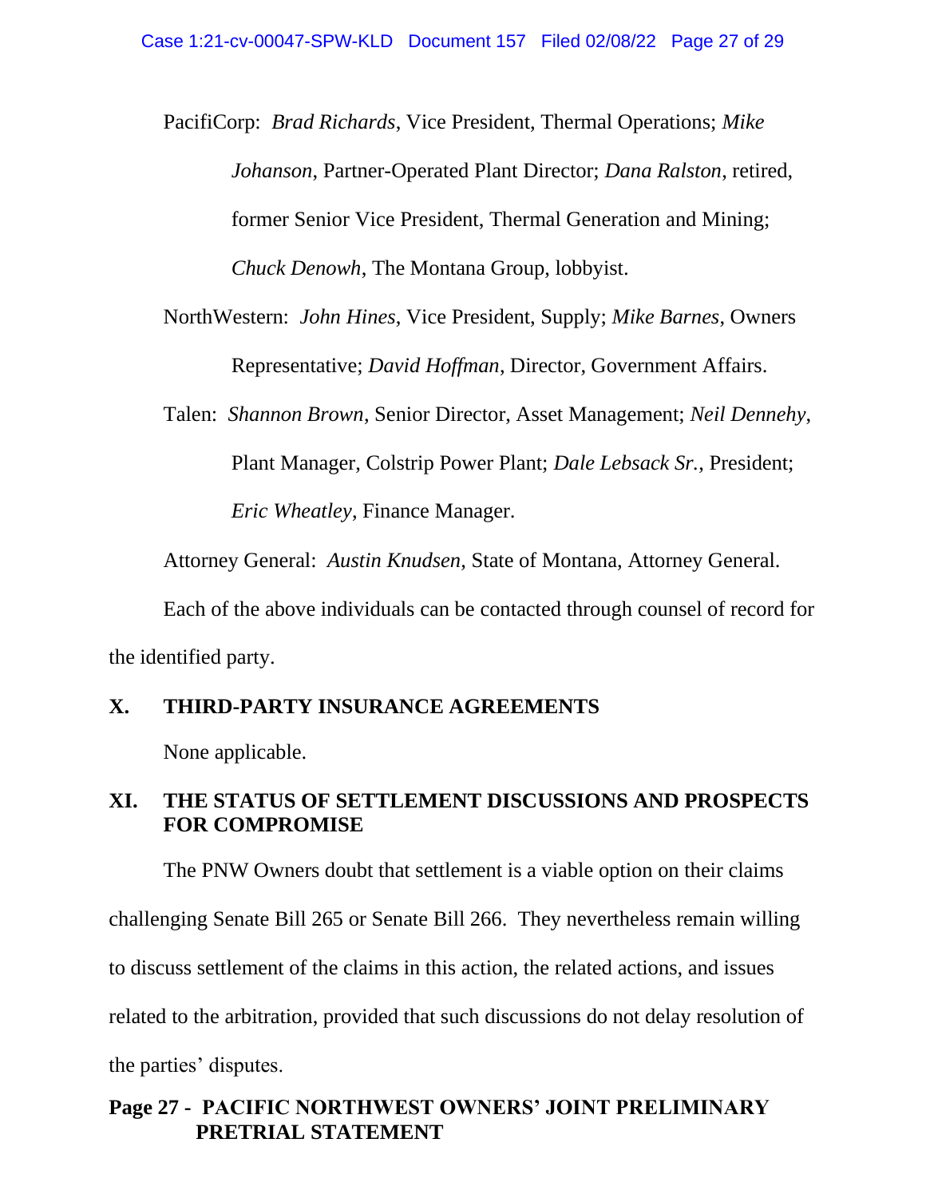PacifiCorp: *Brad Richards*, Vice President, Thermal Operations; *Mike Johanson*, Partner-Operated Plant Director; *Dana Ralston*, retired, former Senior Vice President, Thermal Generation and Mining; *Chuck Denowh*, The Montana Group, lobbyist.

NorthWestern: *John Hines*, Vice President, Supply; *Mike Barnes*, Owners Representative; *David Hoffman*, Director, Government Affairs.

Talen: *Shannon Brown*, Senior Director, Asset Management; *Neil Dennehy*, Plant Manager, Colstrip Power Plant; *Dale Lebsack Sr.*, President; *Eric Wheatley*, Finance Manager.

Attorney General: *Austin Knudsen*, State of Montana, Attorney General.

Each of the above individuals can be contacted through counsel of record for the identified party.

## X. THIRD-PARTY INSURANCE AGREEMENTS

None applicable.

## XI. THE STATUS OF SETTLEMENT DISCUSSIONS AND PROSPECTS FOR COMPROMISE

The PNW Owners doubt that settlement is a viable option on their claims challenging Senate Bill 265 or Senate Bill 266. They nevertheless remain willing to discuss settlement of the claims in this action, the related actions, and issues related to the arbitration, provided that such discussions do not delay resolution of the parties' disputes.

**Page 27 - PACIFIC NORTHWEST OWNERS' JOINT PRELIMINARY PRETRIAL STATEMENT**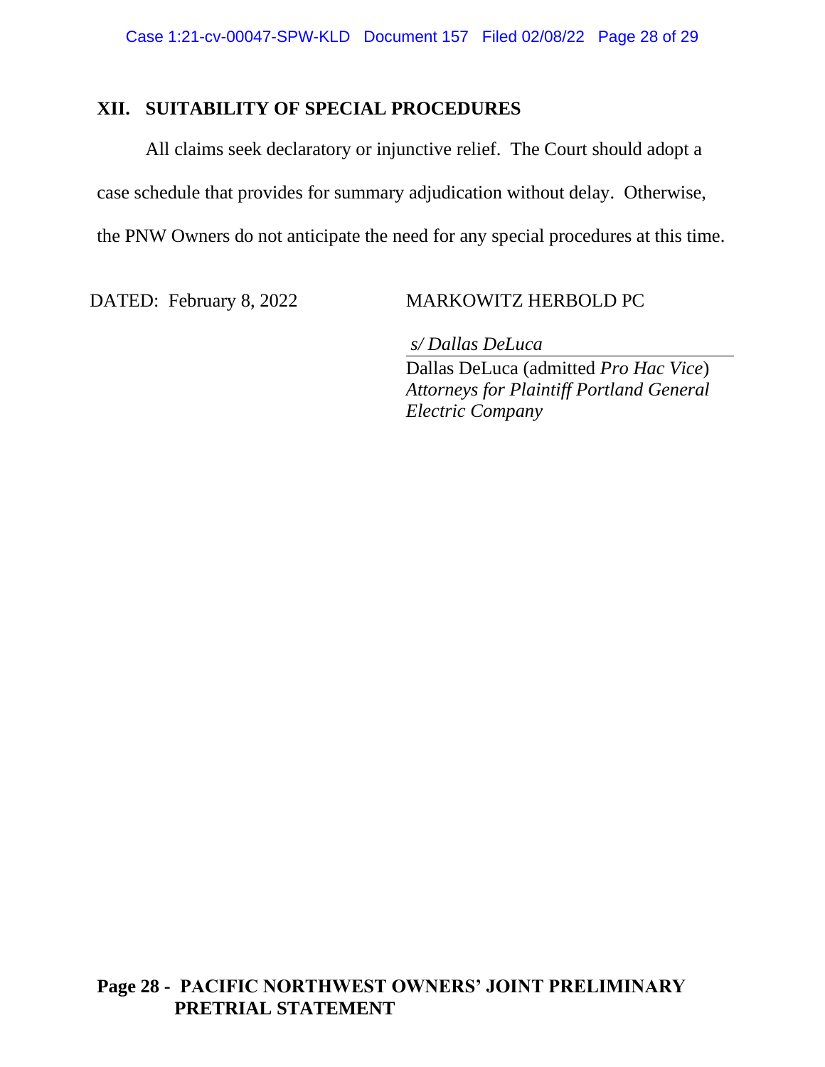## XII. SUITABILITY OF SPECIAL PROCEDURES

All claims seek declaratory or injunctive relief. The Court should adopt a case schedule that provides for summary adjudication without delay. Otherwise, the PNW Owners do not anticipate the need for any special procedures at this time.

DATED: February 8, 2022

MARKOWITZ HERBOLD PC

*s/ Dallas DeLuca*

Dallas DeLuca (admitted *Pro Hac Vice*)
*Attorneys for Plaintiff Portland General Electric Company*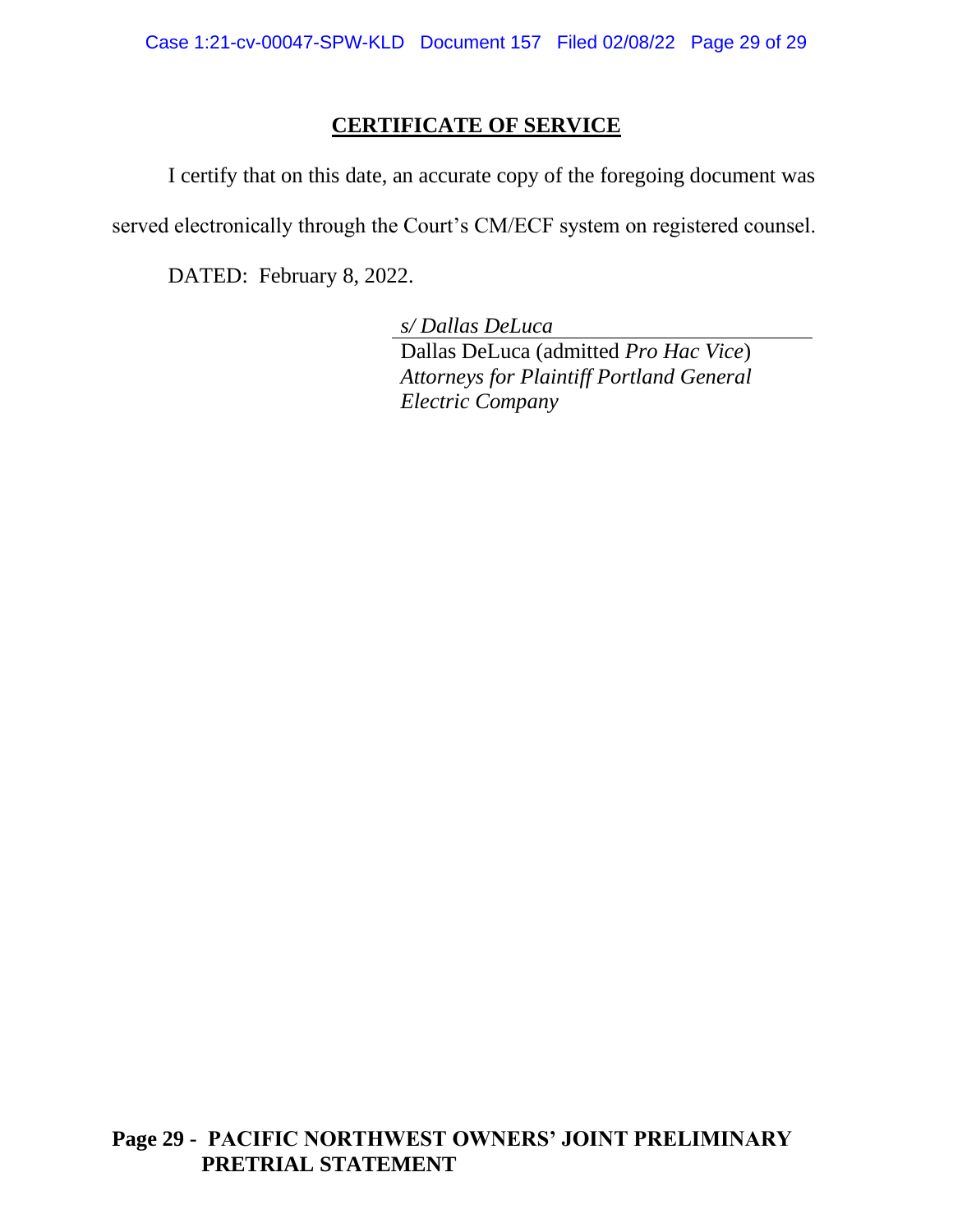## CERTIFICATE OF SERVICE

I certify that on this date, an accurate copy of the foregoing document was served electronically through the Court's CM/ECF system on registered counsel.

DATED: February 8, 2022.

*s/ Dallas DeLuca*
Dallas DeLuca (admitted *Pro Hac Vice*)
*Attorneys for Plaintiff Portland General Electric Company*